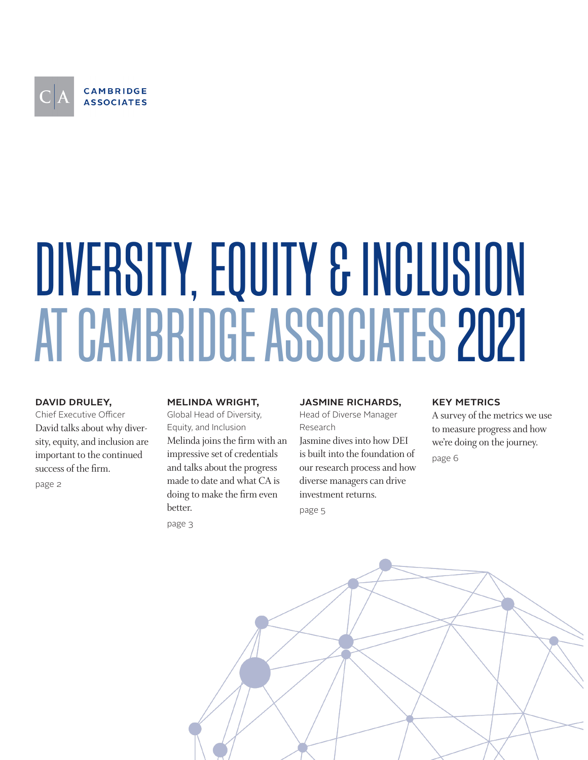CAMBRIDGE ASSOCIATES

# DIVERSITY, EQUITY & INCLUSION AT CAMBRIDGE ASSOCIATES 2021

**DAVID DRULEY,**
Chief Executive Officer
David talks about why diversity, equity, and inclusion are important to the continued success of the firm.
page 2

**MELINDA WRIGHT,**
Global Head of Diversity, Equity, and Inclusion
Melinda joins the firm with an impressive set of credentials and talks about the progress made to date and what CA is doing to make the firm even better.
page 3

**JASMINE RICHARDS,**
Head of Diverse Manager Research
Jasmine dives into how DEI is built into the foundation of our research process and how diverse managers can drive investment returns.
page 5

**KEY METRICS**
A survey of the metrics we use to measure progress and how we're doing on the journey.
page 6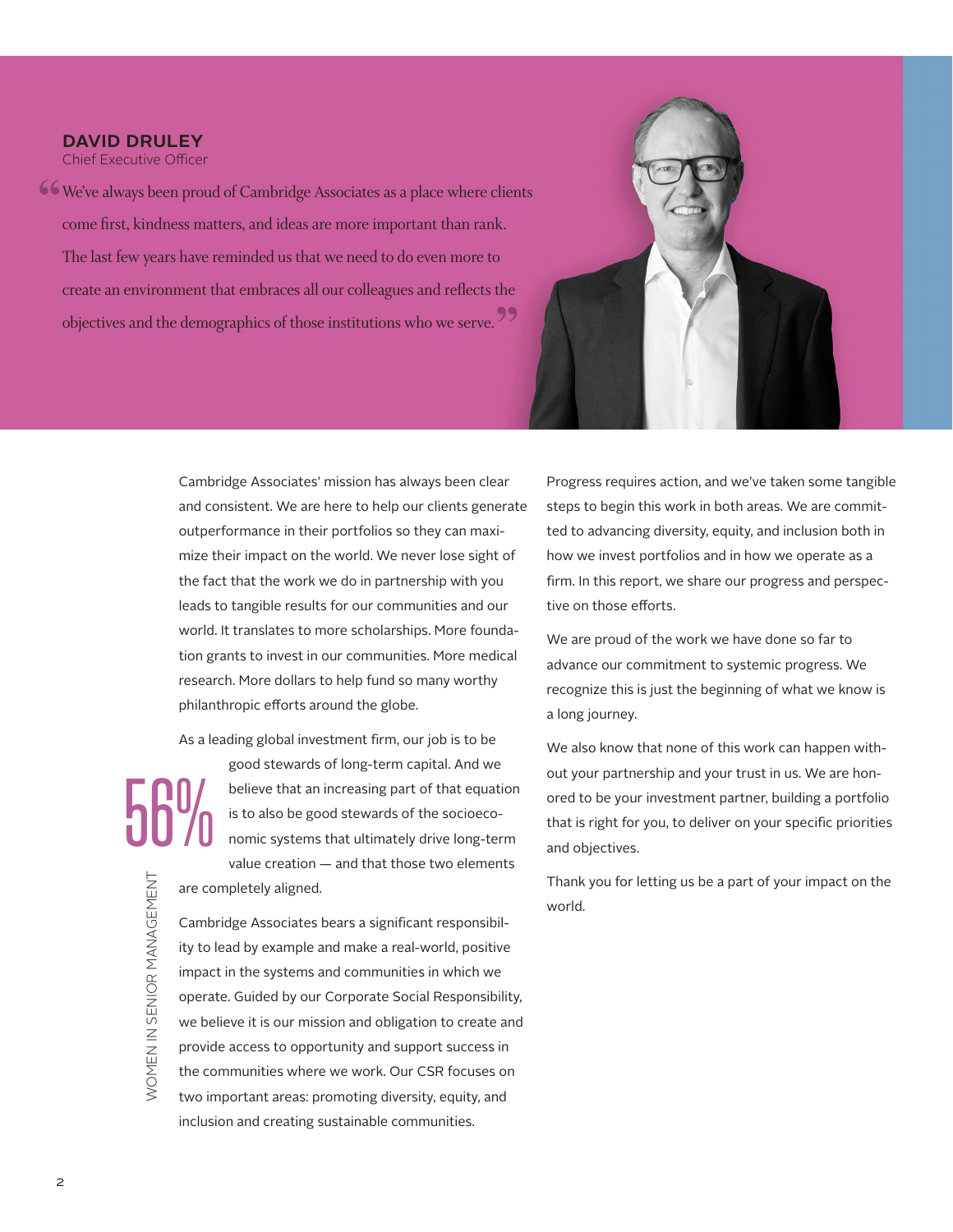**DAVID DRULEY**
Chief Executive Officer

> "We've always been proud of Cambridge Associates as a place where clients come first, kindness matters, and ideas are more important than rank. The last few years have reminded us that we need to do even more to create an environment that embraces all our colleagues and reflects the objectives and the demographics of those institutions who we serve."

Cambridge Associates' mission has always been clear and consistent. We are here to help our clients generate outperformance in their portfolios so they can maximize their impact on the world. We never lose sight of the fact that the work we do in partnership with you leads to tangible results for our communities and our world. It translates to more scholarships. More foundation grants to invest in our communities. More medical research. More dollars to help fund so many worthy philanthropic efforts around the globe.

As a leading global investment firm, our job is to be good stewards of long-term capital. And we believe that an increasing part of that equation is to also be good stewards of the socioeconomic systems that ultimately drive long-term value creation — and that those two elements are completely aligned.

**56%**
WOMEN IN SENIOR MANAGEMENT

Cambridge Associates bears a significant responsibility to lead by example and make a real-world, positive impact in the systems and communities in which we operate. Guided by our Corporate Social Responsibility, we believe it is our mission and obligation to create and provide access to opportunity and support success in the communities where we work. Our CSR focuses on two important areas: promoting diversity, equity, and inclusion and creating sustainable communities.

Progress requires action, and we've taken some tangible steps to begin this work in both areas. We are committed to advancing diversity, equity, and inclusion both in how we invest portfolios and in how we operate as a firm. In this report, we share our progress and perspective on those efforts.

We are proud of the work we have done so far to advance our commitment to systemic progress. We recognize this is just the beginning of what we know is a long journey.

We also know that none of this work can happen without your partnership and your trust in us. We are honored to be your investment partner, building a portfolio that is right for you, to deliver on your specific priorities and objectives.

Thank you for letting us be a part of your impact on the world.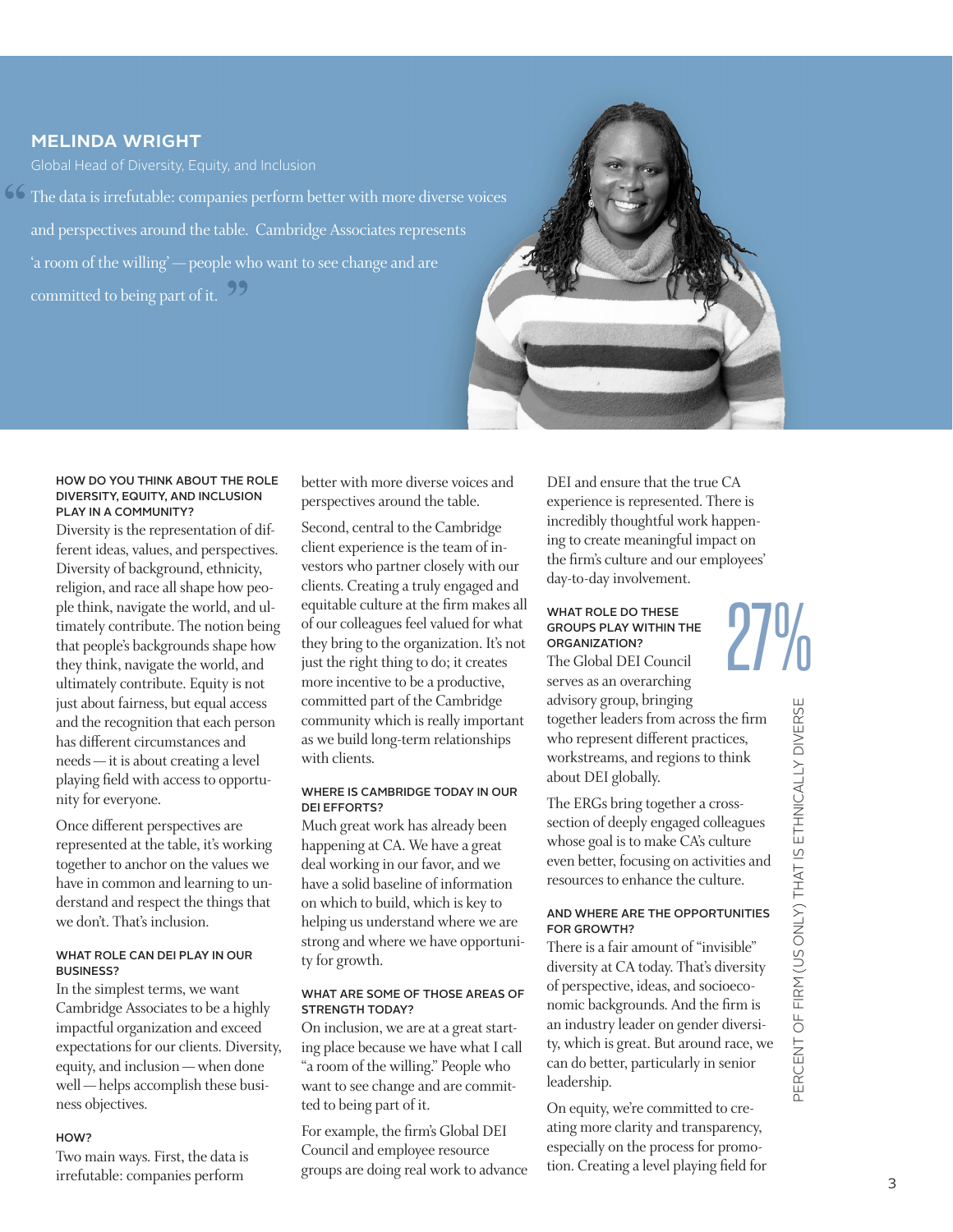## MELINDA WRIGHT

Global Head of Diversity, Equity, and Inclusion

> "The data is irrefutable: companies perform better with more diverse voices and perspectives around the table. Cambridge Associates represents 'a room of the willing' — people who want to see change and are committed to being part of it."

#### HOW DO YOU THINK ABOUT THE ROLE DIVERSITY, EQUITY, AND INCLUSION PLAY IN A COMMUNITY?

Diversity is the representation of different ideas, values, and perspectives. Diversity of background, ethnicity, religion, and race all shape how people think, navigate the world, and ultimately contribute. The notion being that people's backgrounds shape how they think, navigate the world, and ultimately contribute. Equity is not just about fairness, but equal access and the recognition that each person has different circumstances and needs — it is about creating a level playing field with access to opportunity for everyone.

Once different perspectives are represented at the table, it's working together to anchor on the values we have in common and learning to understand and respect the things that we don't. That's inclusion.

#### WHAT ROLE CAN DEI PLAY IN OUR BUSINESS?

In the simplest terms, we want Cambridge Associates to be a highly impactful organization and exceed expectations for our clients. Diversity, equity, and inclusion — when done well — helps accomplish these business objectives.

#### HOW?

Two main ways. First, the data is irrefutable: companies perform better with more diverse voices and perspectives around the table.

Second, central to the Cambridge client experience is the team of investors who partner closely with our clients. Creating a truly engaged and equitable culture at the firm makes all of our colleagues feel valued for what they bring to the organization. It's not just the right thing to do; it creates more incentive to be a productive, committed part of the Cambridge community which is really important as we build long-term relationships with clients.

#### WHERE IS CAMBRIDGE TODAY IN OUR DEI EFFORTS?

Much great work has already been happening at CA. We have a great deal working in our favor, and we have a solid baseline of information on which to build, which is key to helping us understand where we are strong and where we have opportunity for growth.

#### WHAT ARE SOME OF THOSE AREAS OF STRENGTH TODAY?

On inclusion, we are at a great starting place because we have what I call "a room of the willing." People who want to see change and are committed to being part of it.

For example, the firm's Global DEI Council and employee resource groups are doing real work to advance DEI and ensure that the true CA experience is represented. There is incredibly thoughtful work happening to create meaningful impact on the firm's culture and our employees' day-to-day involvement.

#### WHAT ROLE DO THESE GROUPS PLAY WITHIN THE ORGANIZATION?

The Global DEI Council serves as an overarching advisory group, bringing together leaders from across the firm who represent different practices, workstreams, and regions to think about DEI globally.

The ERGs bring together a cross-section of deeply engaged colleagues whose goal is to make CA's culture even better, focusing on activities and resources to enhance the culture.

#### AND WHERE ARE THE OPPORTUNITIES FOR GROWTH?

There is a fair amount of "invisible" diversity at CA today. That's diversity of perspective, ideas, and socioeconomic backgrounds. And the firm is an industry leader on gender diversity, which is great. But around race, we can do better, particularly in senior leadership.

On equity, we're committed to creating more clarity and transparency, especially on the process for promotion. Creating a level playing field for

**27%**

PERCENT OF FIRM (US ONLY) THAT IS ETHNICALLY DIVERSE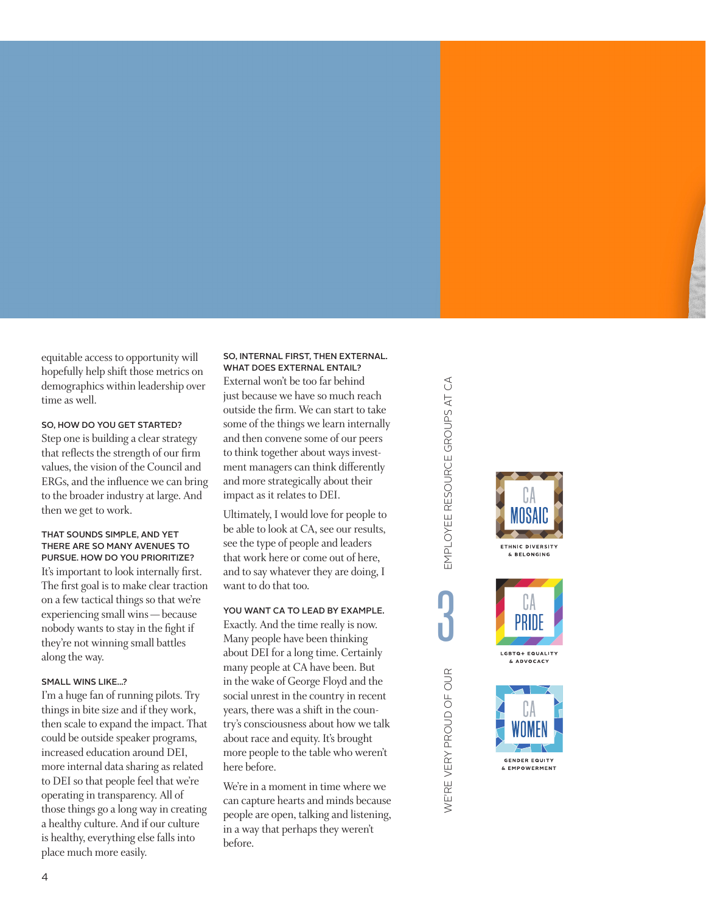equitable access to opportunity will hopefully help shift those metrics on demographics within leadership over time as well.

#### SO, HOW DO YOU GET STARTED?

Step one is building a clear strategy that reflects the strength of our firm values, the vision of the Council and ERGs, and the influence we can bring to the broader industry at large. And then we get to work.

#### THAT SOUNDS SIMPLE, AND YET THERE ARE SO MANY AVENUES TO PURSUE. HOW DO YOU PRIORITIZE?

It's important to look internally first. The first goal is to make clear traction on a few tactical things so that we're experiencing small wins — because nobody wants to stay in the fight if they're not winning small battles along the way.

#### SMALL WINS LIKE...?

I'm a huge fan of running pilots. Try things in bite size and if they work, then scale to expand the impact. That could be outside speaker programs, increased education around DEI, more internal data sharing as related to DEI so that people feel that we're operating in transparency. All of those things go a long way in creating a healthy culture. And if our culture is healthy, everything else falls into place much more easily.

#### SO, INTERNAL FIRST, THEN EXTERNAL. WHAT DOES EXTERNAL ENTAIL?

External won't be too far behind just because we have so much reach outside the firm. We can start to take some of the things we learn internally and then convene some of our peers to think together about ways investment managers can think differently and more strategically about their impact as it relates to DEI.

Ultimately, I would love for people to be able to look at CA, see our results, see the type of people and leaders that work here or come out of here, and to say whatever they are doing, I want to do that too.

#### YOU WANT CA TO LEAD BY EXAMPLE.

Exactly. And the time really is now. Many people have been thinking about DEI for a long time. Certainly many people at CA have been. But in the wake of George Floyd and the social unrest in the country in recent years, there was a shift in the country's consciousness about how we talk about race and equity. It's brought more people to the table who weren't here before.

We're in a moment in time where we can capture hearts and minds because people are open, talking and listening, in a way that perhaps they weren't before.

WE'RE VERY PROUD OF OUR 3 EMPLOYEE RESOURCE GROUPS AT CA

CA MOSAIC
ETHNIC DIVERSITY & BELONGING

CA PRIDE
LGBTQ+ EQUALITY & ADVOCACY

CA WOMEN
GENDER EQUITY & EMPOWERMENT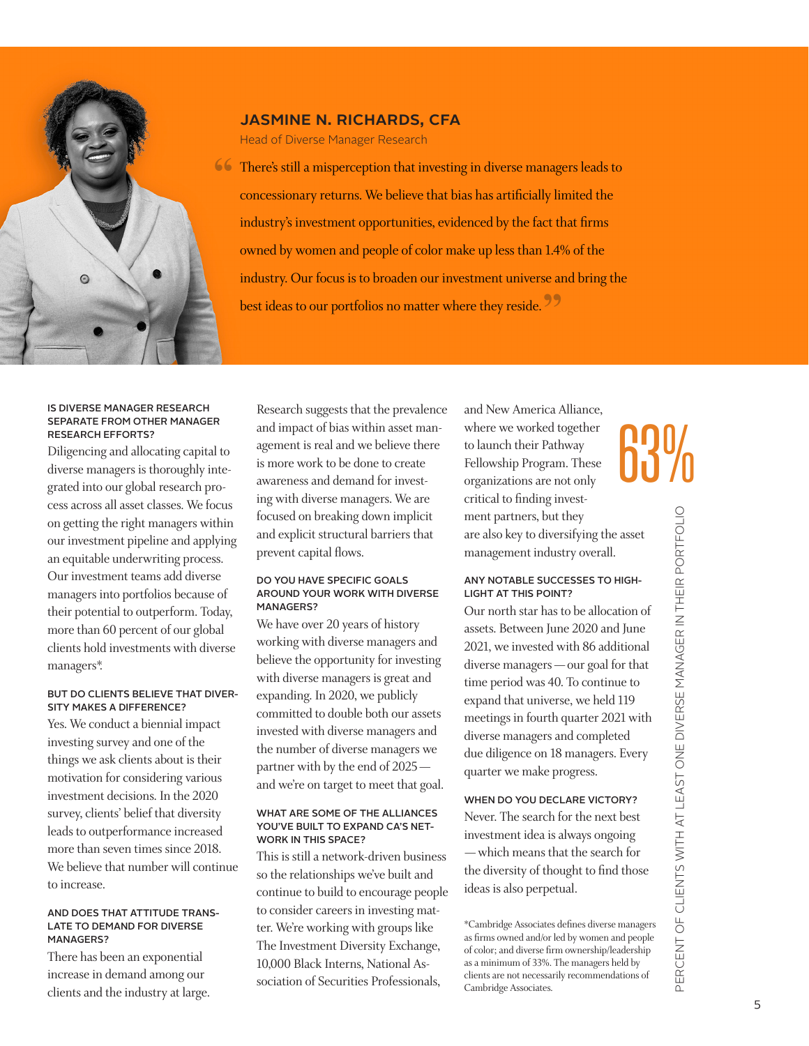## JASMINE N. RICHARDS, CFA

Head of Diverse Manager Research

> "There's still a misperception that investing in diverse managers leads to concessionary returns. We believe that bias has artificially limited the industry's investment opportunities, evidenced by the fact that firms owned by women and people of color make up less than 1.4% of the industry. Our focus is to broaden our investment universe and bring the best ideas to our portfolios no matter where they reside."

#### IS DIVERSE MANAGER RESEARCH SEPARATE FROM OTHER MANAGER RESEARCH EFFORTS?

Diligencing and allocating capital to diverse managers is thoroughly integrated into our global research process across all asset classes. We focus on getting the right managers within our investment pipeline and applying an equitable underwriting process. Our investment teams add diverse managers into portfolios because of their potential to outperform. Today, more than 60 percent of our global clients hold investments with diverse managers*.

#### BUT DO CLIENTS BELIEVE THAT DIVERSITY MAKES A DIFFERENCE?

Yes. We conduct a biennial impact investing survey and one of the things we ask clients about is their motivation for considering various investment decisions. In the 2020 survey, clients' belief that diversity leads to outperformance increased more than seven times since 2018. We believe that number will continue to increase.

#### AND DOES THAT ATTITUDE TRANSLATE TO DEMAND FOR DIVERSE MANAGERS?

There has been an exponential increase in demand among our clients and the industry at large. Research suggests that the prevalence and impact of bias within asset management is real and we believe there is more work to be done to create awareness and demand for investing with diverse managers. We are focused on breaking down implicit and explicit structural barriers that prevent capital flows.

#### DO YOU HAVE SPECIFIC GOALS AROUND YOUR WORK WITH DIVERSE MANAGERS?

We have over 20 years of history working with diverse managers and believe the opportunity for investing with diverse managers is great and expanding. In 2020, we publicly committed to double both our assets invested with diverse managers and the number of diverse managers we partner with by the end of 2025—and we're on target to meet that goal.

#### WHAT ARE SOME OF THE ALLIANCES YOU'VE BUILT TO EXPAND CA'S NETWORK IN THIS SPACE?

This is still a network-driven business so the relationships we've built and continue to build to encourage people to consider careers in investing matter. We're working with groups like The Investment Diversity Exchange, 10,000 Black Interns, National Association of Securities Professionals, and New America Alliance, where we worked together to launch their Pathway Fellowship Program. These organizations are not only critical to finding investment partners, but they are also key to diversifying the asset management industry overall.

**63%**

PERCENT OF CLIENTS WITH AT LEAST ONE DIVERSE MANAGER IN THEIR PORTFOLIO

#### ANY NOTABLE SUCCESSES TO HIGHLIGHT AT THIS POINT?

Our north star has to be allocation of assets. Between June 2020 and June 2021, we invested with 86 additional diverse managers—our goal for that time period was 40. To continue to expand that universe, we held 119 meetings in fourth quarter 2021 with diverse managers and completed due diligence on 18 managers. Every quarter we make progress.

#### WHEN DO YOU DECLARE VICTORY?

Never. The search for the next best investment idea is always ongoing —which means that the search for the diversity of thought to find those ideas is also perpetual.

*Cambridge Associates defines diverse managers as firms owned and/or led by women and people of color; and diverse firm ownership/leadership as a minimum of 33%. The managers held by clients are not necessarily recommendations of Cambridge Associates.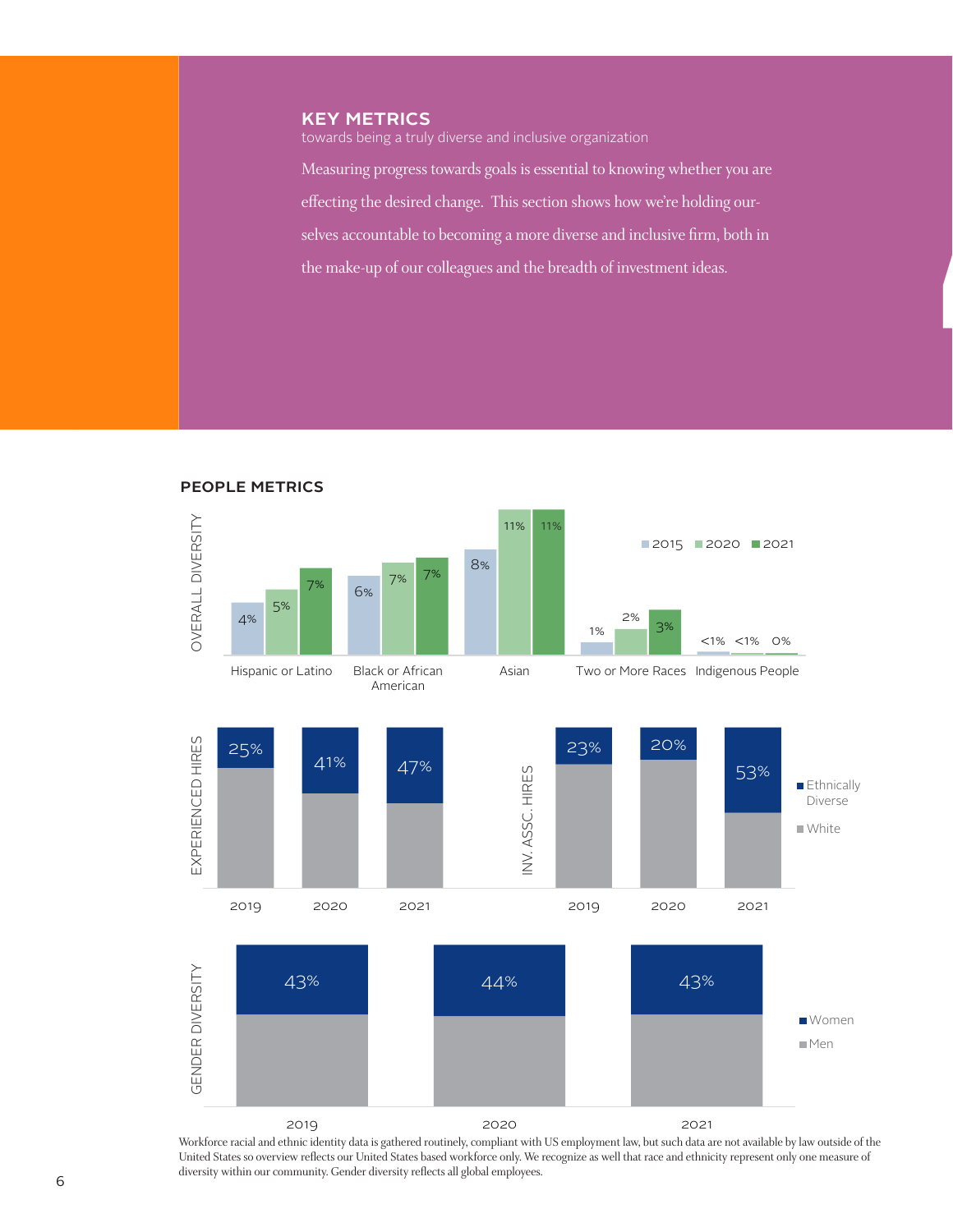## KEY METRICS

towards being a truly diverse and inclusive organization

Measuring progress towards goals is essential to knowing whether you are effecting the desired change. This section shows how we're holding ourselves accountable to becoming a more diverse and inclusive firm, both in the make-up of our colleagues and the breadth of investment ideas.

### PEOPLE METRICS

**OVERALL DIVERSITY**

| | 2015 | 2020 | 2021 |
|---|---|---|---|
| Hispanic or Latino | 4% | 5% | 7% |
| Black or African American | 6% | 7% | 7% |
| Asian | 8% | 11% | 11% |
| Two or More Races | 1% | 2% | 3% |
| Indigenous People | <1% | <1% | 0% |

**EXPERIENCED HIRES**

| | 2019 | 2020 | 2021 |
|---|---|---|---|
| Ethnically Diverse | 25% | 41% | 47% |

**INV. ASSC. HIRES**

| | 2019 | 2020 | 2021 |
|---|---|---|---|
| Ethnically Diverse | 23% | 20% | 53% |

(Remainder: White)

**GENDER DIVERSITY**

| | 2019 | 2020 | 2021 |
|---|---|---|---|
| Women | 43% | 44% | 43% |

(Remainder: Men)

Workforce racial and ethnic identity data is gathered routinely, compliant with US employment law, but such data are not available by law outside of the United States so overview reflects our United States based workforce only. We recognize as well that race and ethnicity represent only one measure of diversity within our community. Gender diversity reflects all global employees.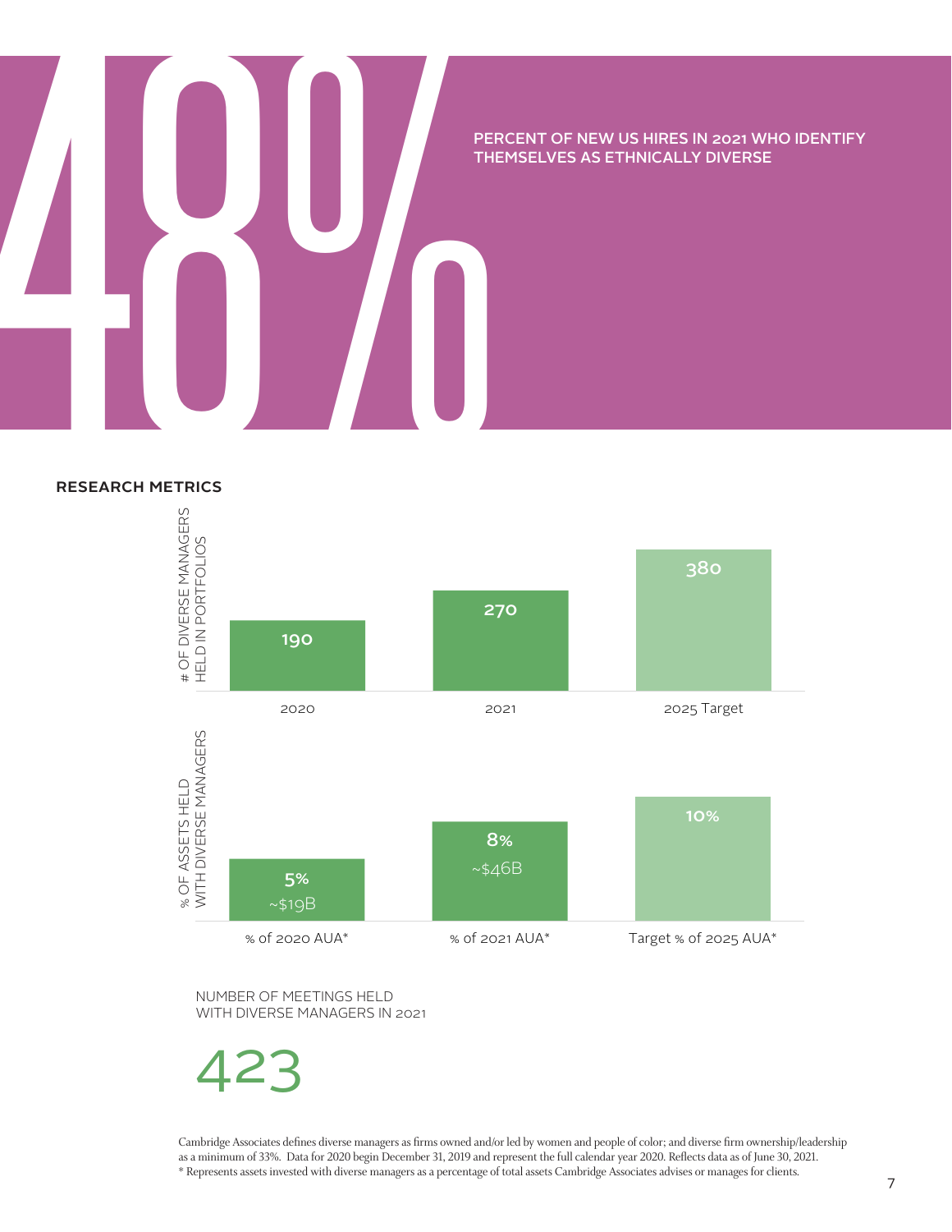# 48%

PERCENT OF NEW US HIRES IN 2021 WHO IDENTIFY THEMSELVES AS ETHNICALLY DIVERSE

## RESEARCH METRICS

| # OF DIVERSE MANAGERS HELD IN PORTFOLIOS | 2020 | 2021 | 2025 Target |
|---|---|---|---|
| | 190 | 270 | 380 |

| % OF ASSETS HELD WITH DIVERSE MANAGERS | % of 2020 AUA* | % of 2021 AUA* | Target % of 2025 AUA* |
|---|---|---|---|
| | 5% ~$19B | 8% ~$46B | 10% |

NUMBER OF MEETINGS HELD WITH DIVERSE MANAGERS IN 2021

423

Cambridge Associates defines diverse managers as firms owned and/or led by women and people of color; and diverse firm ownership/leadership as a minimum of 33%. Data for 2020 begin December 31, 2019 and represent the full calendar year 2020. Reflects data as of June 30, 2021.
* Represents assets invested with diverse managers as a percentage of total assets Cambridge Associates advises or manages for clients.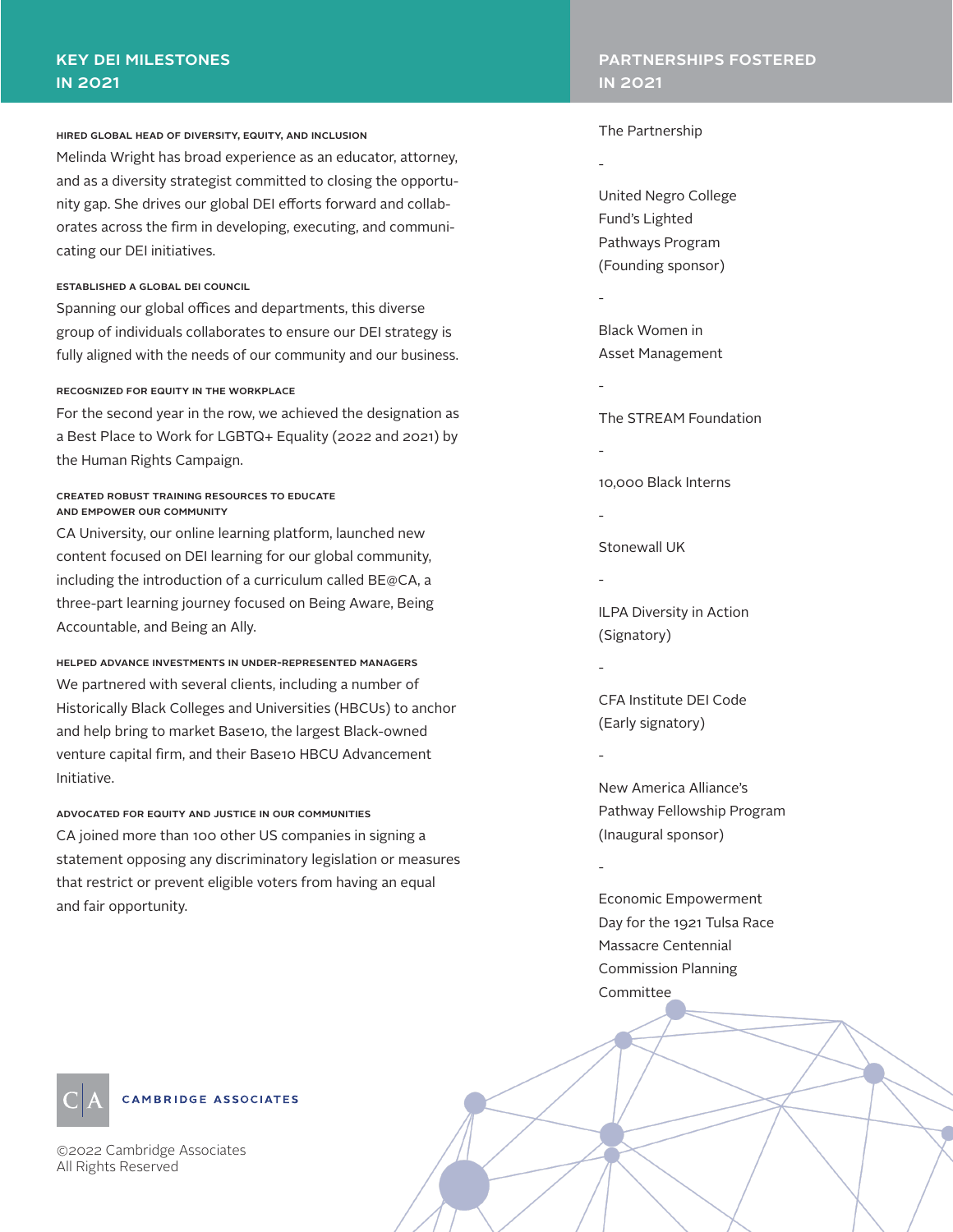## KEY DEI MILESTONES IN 2021

**HIRED GLOBAL HEAD OF DIVERSITY, EQUITY, AND INCLUSION**

Melinda Wright has broad experience as an educator, attorney, and as a diversity strategist committed to closing the opportunity gap. She drives our global DEI efforts forward and collaborates across the firm in developing, executing, and communicating our DEI initiatives.

**ESTABLISHED A GLOBAL DEI COUNCIL**

Spanning our global offices and departments, this diverse group of individuals collaborates to ensure our DEI strategy is fully aligned with the needs of our community and our business.

**RECOGNIZED FOR EQUITY IN THE WORKPLACE**

For the second year in the row, we achieved the designation as a Best Place to Work for LGBTQ+ Equality (2022 and 2021) by the Human Rights Campaign.

**CREATED ROBUST TRAINING RESOURCES TO EDUCATE AND EMPOWER OUR COMMUNITY**

CA University, our online learning platform, launched new content focused on DEI learning for our global community, including the introduction of a curriculum called BE@CA, a three-part learning journey focused on Being Aware, Being Accountable, and Being an Ally.

**HELPED ADVANCE INVESTMENTS IN UNDER-REPRESENTED MANAGERS**

We partnered with several clients, including a number of Historically Black Colleges and Universities (HBCUs) to anchor and help bring to market Base10, the largest Black-owned venture capital firm, and their Base10 HBCU Advancement Initiative.

**ADVOCATED FOR EQUITY AND JUSTICE IN OUR COMMUNITIES**

CA joined more than 100 other US companies in signing a statement opposing any discriminatory legislation or measures that restrict or prevent eligible voters from having an equal and fair opportunity.

## PARTNERSHIPS FOSTERED IN 2021

The Partnership

-

United Negro College Fund's Lighted Pathways Program (Founding sponsor)

-

Black Women in Asset Management

-

The STREAM Foundation

-

10,000 Black Interns

-

Stonewall UK

-

ILPA Diversity in Action (Signatory)

-

CFA Institute DEI Code (Early signatory)

-

New America Alliance's Pathway Fellowship Program (Inaugural sponsor)

-

Economic Empowerment Day for the 1921 Tulsa Race Massacre Centennial Commission Planning Committee

CAMBRIDGE ASSOCIATES

©2022 Cambridge Associates
All Rights Reserved